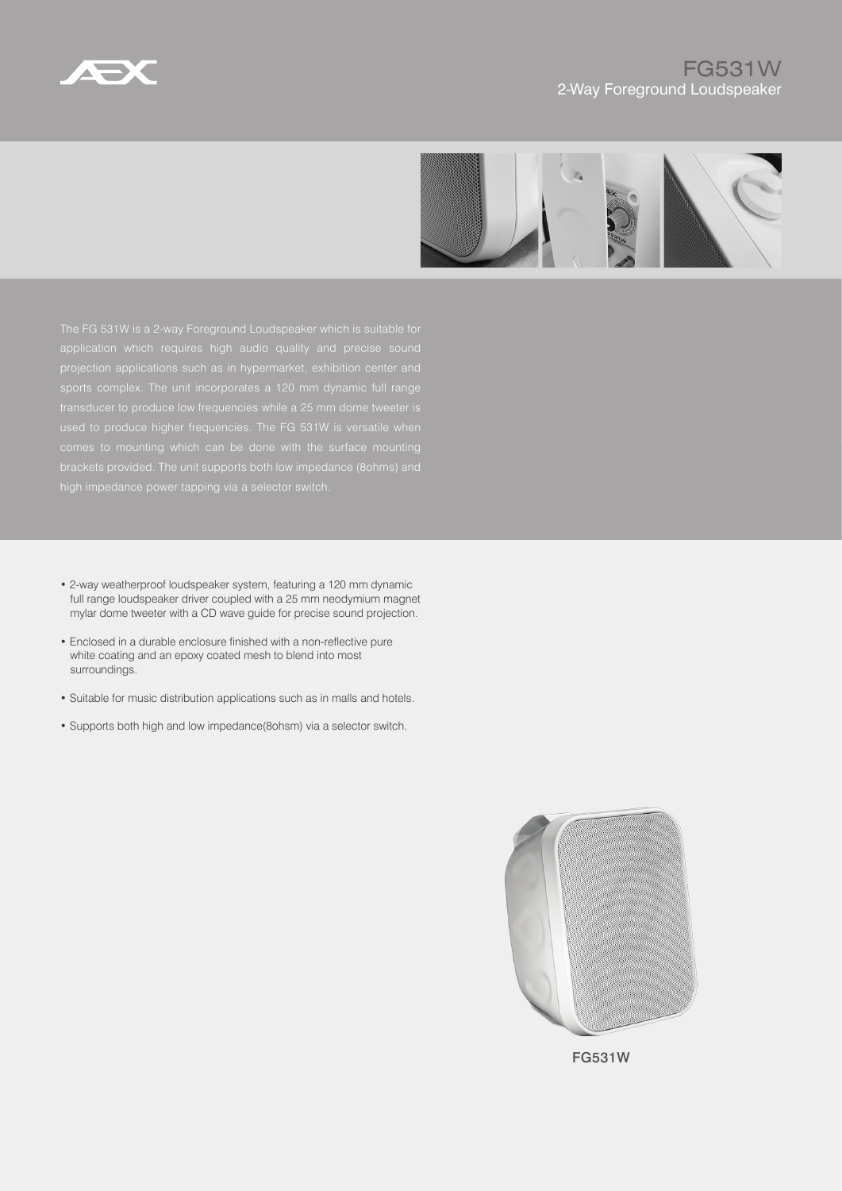# FG531W

## 2-Way Foreground Loudspeaker

The FG 531W is a 2-way Foreground Loudspeaker which is suitable for application which requires high audio quality and precise sound projection applications such as in hypermarket, exhibition center and sports complex. The unit incorporates a 120 mm dynamic full range transducer to produce low frequencies while a 25 mm dome tweeter is used to produce higher frequencies. The FG 531W is versatile when comes to mounting which can be done with the surface mounting brackets provided. The unit supports both low impedance (8ohms) and high impedance power tapping via a selector switch.

- 2-way weatherproof loudspeaker system, featuring a 120 mm dynamic full range loudspeaker driver coupled with a 25 mm neodymium magnet mylar dome tweeter with a CD wave guide for precise sound projection.
- Enclosed in a durable enclosure finished with a non-reflective pure white coating and an epoxy coated mesh to blend into most surroundings.
- Suitable for music distribution applications such as in malls and hotels.
- Supports both high and low impedance(8ohsm) via a selector switch.

FG531W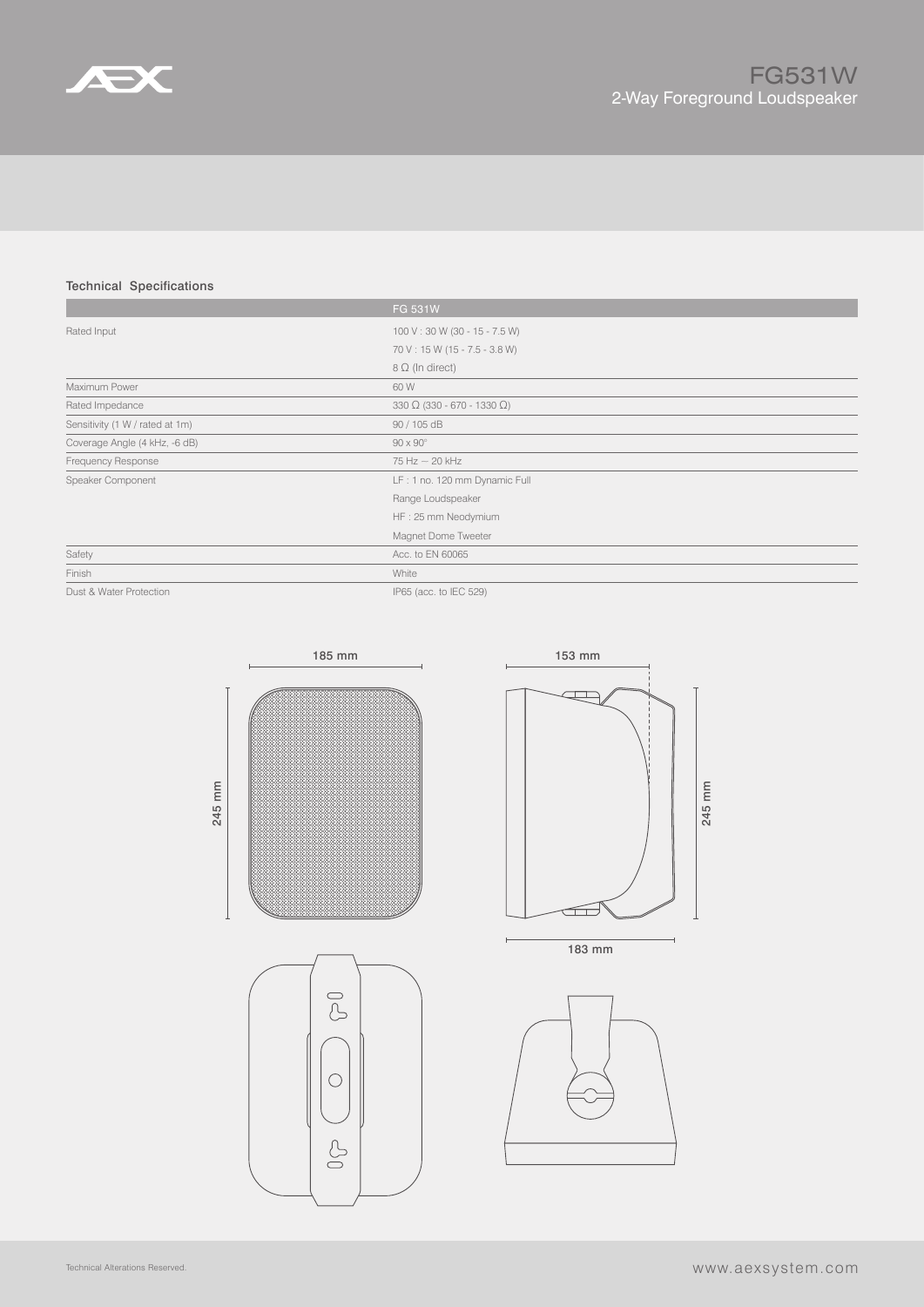# FG531W

## 2-Way Foreground Loudspeaker

### Technical Specifications

| | FG 531W |
|---|---|
| Rated Input | 100 V : 30 W (30 - 15 - 7.5 W)<br>70 V : 15 W (15 - 7.5 - 3.8 W)<br>8 Ω (In direct) |
| Maximum Power | 60 W |
| Rated Impedance | 330 Ω (330 - 670 - 1330 Ω) |
| Sensitivity (1 W / rated at 1m) | 90 / 105 dB |
| Coverage Angle (4 kHz, -6 dB) | 90 x 90° |
| Frequency Response | 75 Hz — 20 kHz |
| Speaker Component | LF : 1 no. 120 mm Dynamic Full Range Loudspeaker<br>HF : 25 mm Neodymium Magnet Dome Tweeter |
| Safety | Acc. to EN 60065 |
| Finish | White |
| Dust & Water Protection | IP65 (acc. to IEC 529) |

185 mm

245 mm

153 mm

245 mm

183 mm

Technical Alterations Reserved.

www.aexsystem.com